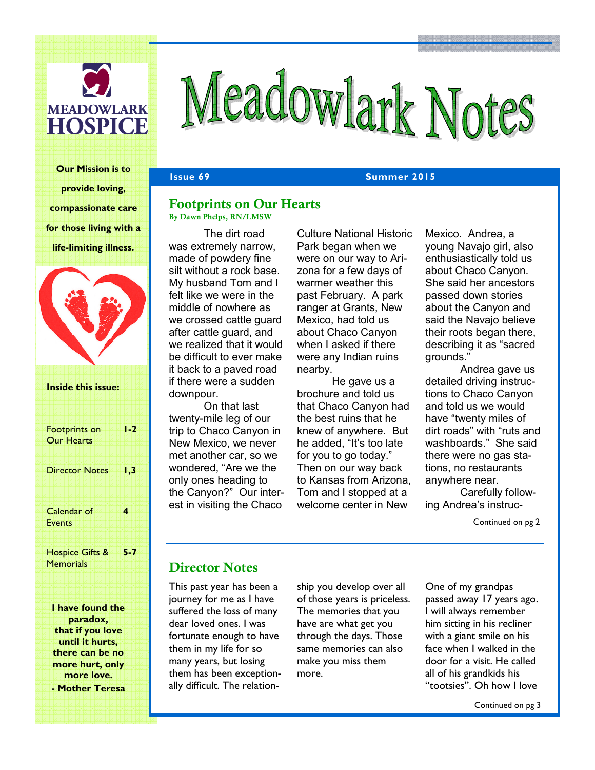# Meadowlark Notes

MEADOWLARK HOSPICE

**Our Mission is to provide loving, compassionate care for those living with a life-limiting illness.**

**Inside this issue:**

| | |
|---|---|
| Footprints on Our Hearts | 1-2 |
| Director Notes | 1,3 |
| Calendar of Events | 4 |
| Hospice Gifts & Memorials | 5-7 |

**I have found the paradox, that if you love until it hurts, there can be no more hurt, only more love.**
**- Mother Teresa**

Issue 69 — Summer 2015

## Footprints on Our Hearts

**By Dawn Phelps, RN/LMSW**

The dirt road was extremely narrow, made of powdery fine silt without a rock base. My husband Tom and I felt like we were in the middle of nowhere as we crossed cattle guard after cattle guard, and we realized that it would be difficult to ever make it back to a paved road if there were a sudden downpour.

On that last twenty-mile leg of our trip to Chaco Canyon in New Mexico, we never met another car, so we wondered, "Are we the only ones heading to the Canyon?" Our interest in visiting the Chaco Culture National Historic Park began when we were on our way to Arizona for a few days of warmer weather this past February. A park ranger at Grants, New Mexico, had told us about Chaco Canyon when I asked if there were any Indian ruins nearby.

He gave us a brochure and told us that Chaco Canyon had the best ruins that he knew of anywhere. But he added, "It's too late for you to go today." Then on our way back to Kansas from Arizona, Tom and I stopped at a welcome center in New Mexico. Andrea, a young Navajo girl, also enthusiastically told us about Chaco Canyon. She said her ancestors passed down stories about the Canyon and said the Navajo believe their roots began there, describing it as "sacred grounds."

Andrea gave us detailed driving instructions to Chaco Canyon and told us we would have "twenty miles of dirt roads" with "ruts and washboards." She said there were no gas stations, no restaurants anywhere near.

Carefully following Andrea's instruc-

Continued on pg 2

## Director Notes

This past year has been a journey for me as I have suffered the loss of many dear loved ones. I was fortunate enough to have them in my life for so many years, but losing them has been exceptionally difficult. The relationship you develop over all of those years is priceless. The memories that you have are what get you through the days. Those same memories can also make you miss them more.

One of my grandpas passed away 17 years ago. I will always remember him sitting in his recliner with a giant smile on his face when I walked in the door for a visit. He called all of his grandkids his "tootsies". Oh how I love

Continued on pg 3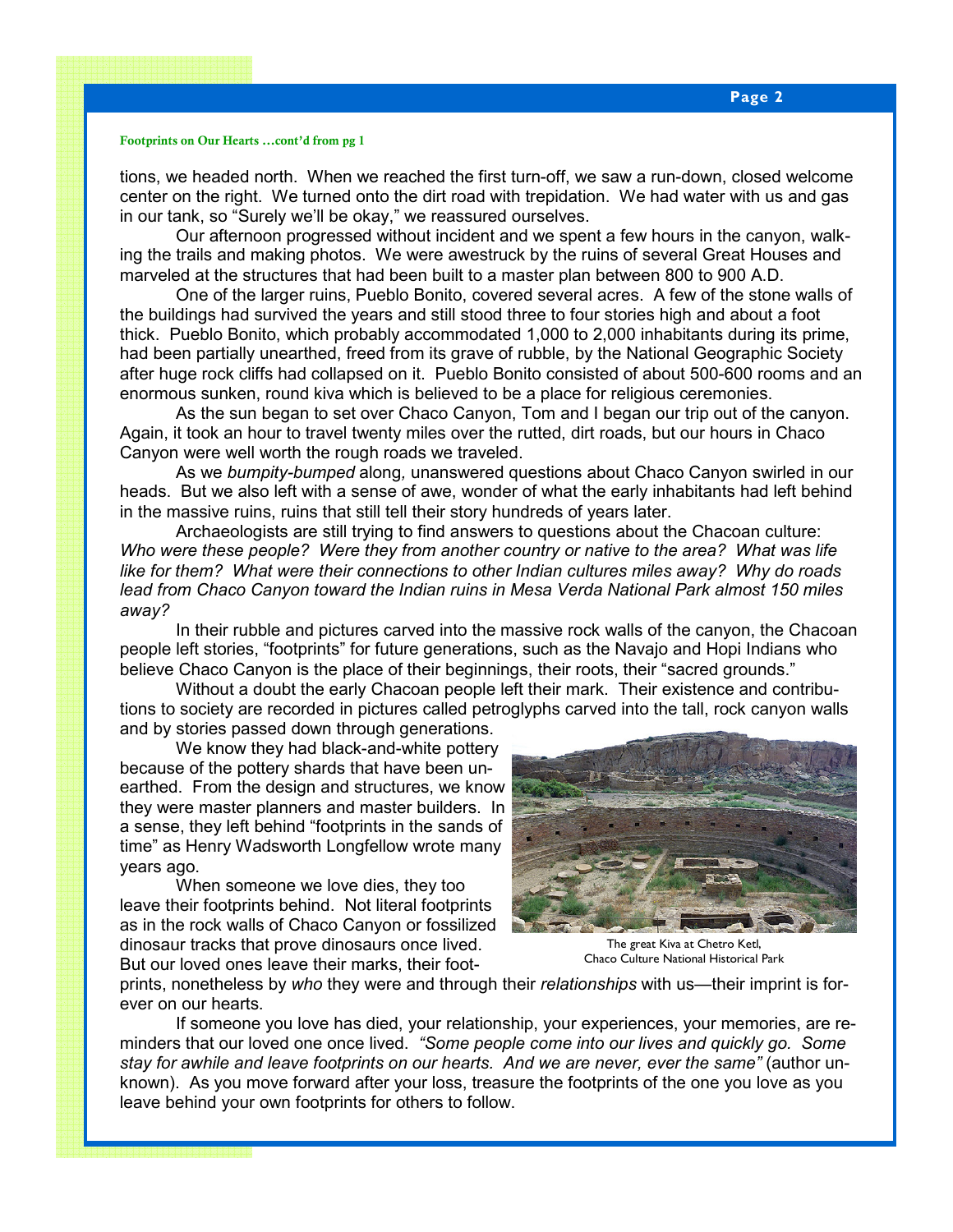**Footprints on Our Hearts …cont'd from pg 1**

tions, we headed north. When we reached the first turn-off, we saw a run-down, closed welcome center on the right. We turned onto the dirt road with trepidation. We had water with us and gas in our tank, so "Surely we'll be okay," we reassured ourselves.

Our afternoon progressed without incident and we spent a few hours in the canyon, walking the trails and making photos. We were awestruck by the ruins of several Great Houses and marveled at the structures that had been built to a master plan between 800 to 900 A.D.

One of the larger ruins, Pueblo Bonito, covered several acres. A few of the stone walls of the buildings had survived the years and still stood three to four stories high and about a foot thick. Pueblo Bonito, which probably accommodated 1,000 to 2,000 inhabitants during its prime, had been partially unearthed, freed from its grave of rubble, by the National Geographic Society after huge rock cliffs had collapsed on it. Pueblo Bonito consisted of about 500-600 rooms and an enormous sunken, round kiva which is believed to be a place for religious ceremonies.

As the sun began to set over Chaco Canyon, Tom and I began our trip out of the canyon. Again, it took an hour to travel twenty miles over the rutted, dirt roads, but our hours in Chaco Canyon were well worth the rough roads we traveled.

As we *bumpity-bumped* along*,* unanswered questions about Chaco Canyon swirled in our heads. But we also left with a sense of awe, wonder of what the early inhabitants had left behind in the massive ruins, ruins that still tell their story hundreds of years later.

Archaeologists are still trying to find answers to questions about the Chacoan culture: *Who were these people? Were they from another country or native to the area? What was life like for them? What were their connections to other Indian cultures miles away? Why do roads lead from Chaco Canyon toward the Indian ruins in Mesa Verda National Park almost 150 miles away?*

In their rubble and pictures carved into the massive rock walls of the canyon, the Chacoan people left stories, "footprints" for future generations, such as the Navajo and Hopi Indians who believe Chaco Canyon is the place of their beginnings, their roots, their "sacred grounds."

Without a doubt the early Chacoan people left their mark. Their existence and contributions to society are recorded in pictures called petroglyphs carved into the tall, rock canyon walls and by stories passed down through generations.

We know they had black-and-white pottery because of the pottery shards that have been unearthed. From the design and structures, we know they were master planners and master builders. In a sense, they left behind "footprints in the sands of time" as Henry Wadsworth Longfellow wrote many years ago.

When someone we love dies, they too leave their footprints behind. Not literal footprints as in the rock walls of Chaco Canyon or fossilized dinosaur tracks that prove dinosaurs once lived. But our loved ones leave their marks, their footprints, nonetheless by *who* they were and through their *relationships* with us—their imprint is forever on our hearts.

The great Kiva at Chetro Ketl,
Chaco Culture National Historical Park

If someone you love has died, your relationship, your experiences, your memories, are reminders that our loved one once lived. *"Some people come into our lives and quickly go. Some stay for awhile and leave footprints on our hearts. And we are never, ever the same"* (author unknown). As you move forward after your loss, treasure the footprints of the one you love as you leave behind your own footprints for others to follow.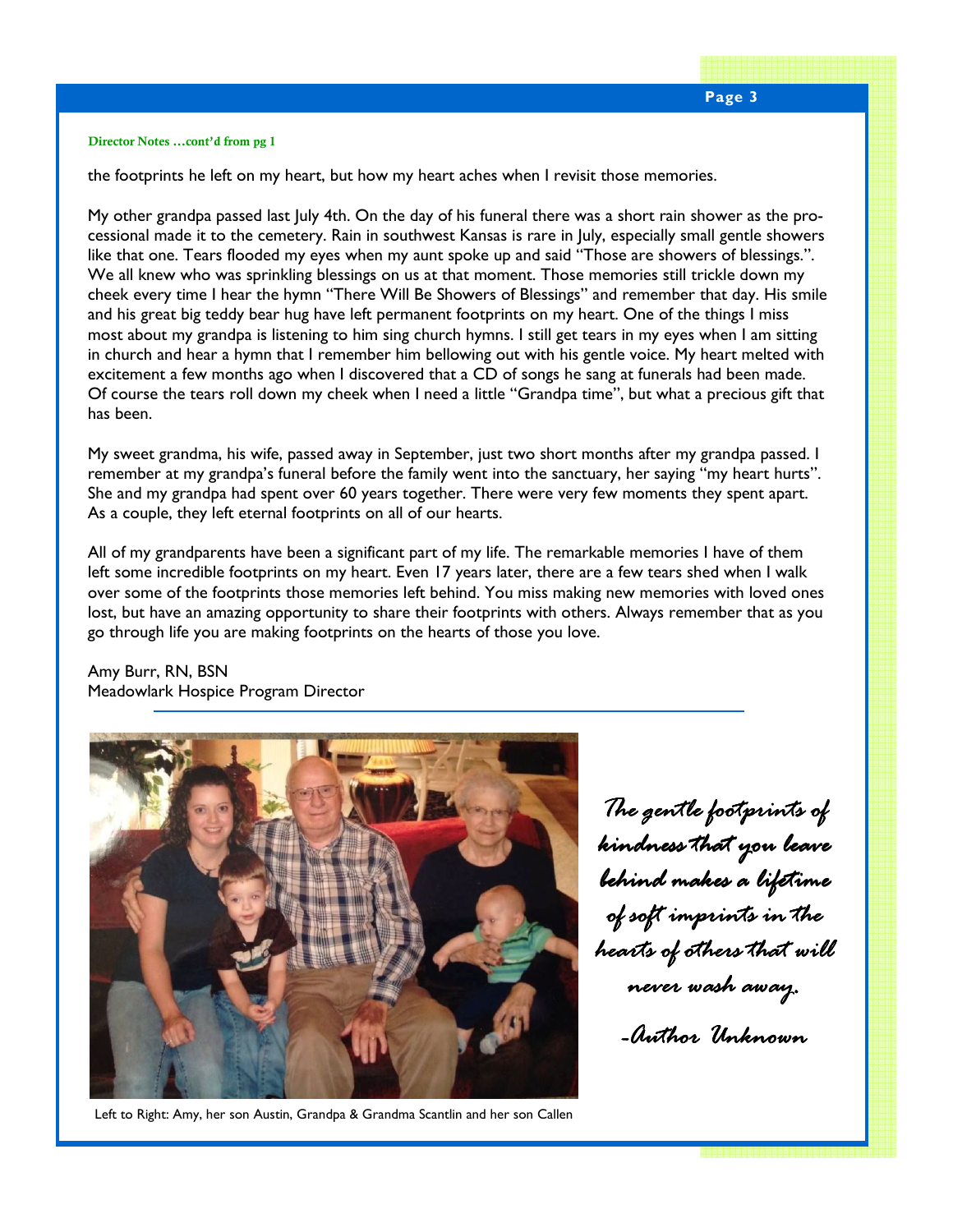**Director Notes …cont'd from pg 1**

the footprints he left on my heart, but how my heart aches when I revisit those memories.

My other grandpa passed last July 4th. On the day of his funeral there was a short rain shower as the processional made it to the cemetery. Rain in southwest Kansas is rare in July, especially small gentle showers like that one. Tears flooded my eyes when my aunt spoke up and said "Those are showers of blessings.". We all knew who was sprinkling blessings on us at that moment. Those memories still trickle down my cheek every time I hear the hymn "There Will Be Showers of Blessings" and remember that day. His smile and his great big teddy bear hug have left permanent footprints on my heart. One of the things I miss most about my grandpa is listening to him sing church hymns. I still get tears in my eyes when I am sitting in church and hear a hymn that I remember him bellowing out with his gentle voice. My heart melted with excitement a few months ago when I discovered that a CD of songs he sang at funerals had been made. Of course the tears roll down my cheek when I need a little "Grandpa time", but what a precious gift that has been.

My sweet grandma, his wife, passed away in September, just two short months after my grandpa passed. I remember at my grandpa's funeral before the family went into the sanctuary, her saying "my heart hurts". She and my grandpa had spent over 60 years together. There were very few moments they spent apart. As a couple, they left eternal footprints on all of our hearts.

All of my grandparents have been a significant part of my life. The remarkable memories I have of them left some incredible footprints on my heart. Even 17 years later, there are a few tears shed when I walk over some of the footprints those memories left behind. You miss making new memories with loved ones lost, but have an amazing opportunity to share their footprints with others. Always remember that as you go through life you are making footprints on the hearts of those you love.

Amy Burr, RN, BSN
Meadowlark Hospice Program Director

Left to Right: Amy, her son Austin, Grandpa & Grandma Scantlin and her son Callen

*The gentle footprints of kindness that you leave behind makes a lifetime of soft imprints in the hearts of others that will never wash away.*

*-Author Unknown*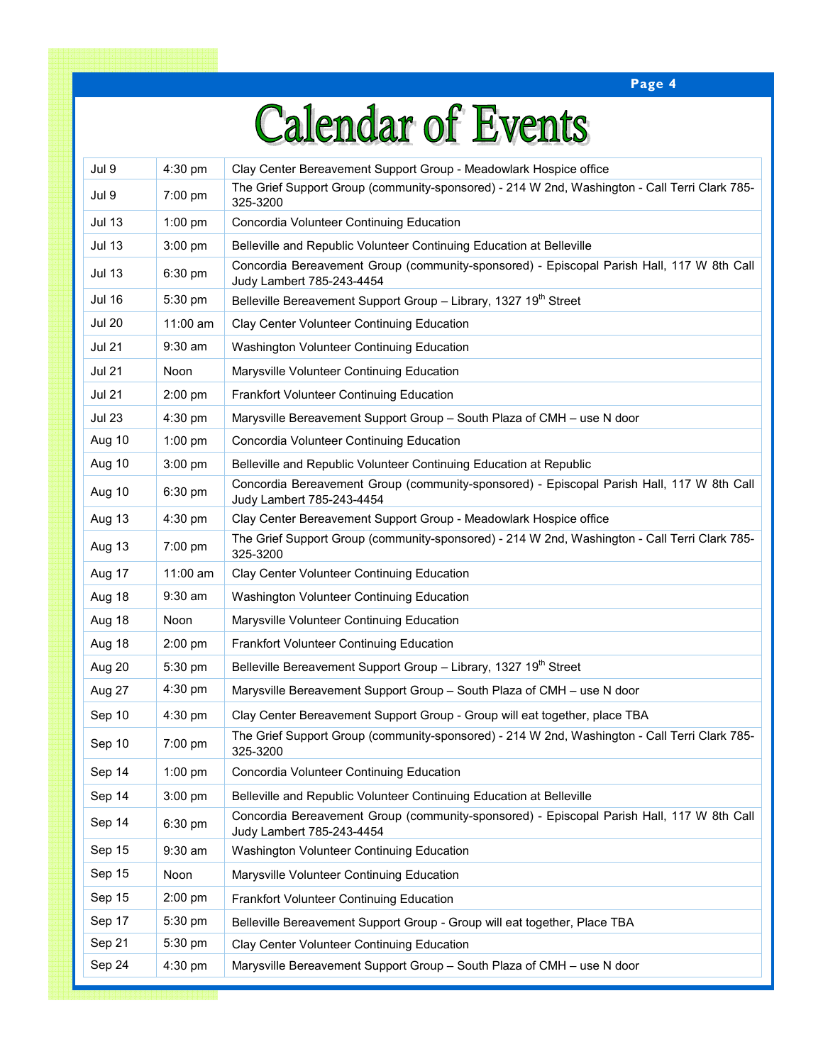# Calendar of Events

| | | |
|---|---|---|
| Jul 9 | 4:30 pm | Clay Center Bereavement Support Group - Meadowlark Hospice office |
| Jul 9 | 7:00 pm | The Grief Support Group (community-sponsored) - 214 W 2nd, Washington - Call Terri Clark 785-325-3200 |
| Jul 13 | 1:00 pm | Concordia Volunteer Continuing Education |
| Jul 13 | 3:00 pm | Belleville and Republic Volunteer Continuing Education at Belleville |
| Jul 13 | 6:30 pm | Concordia Bereavement Group (community-sponsored) - Episcopal Parish Hall, 117 W 8th Call Judy Lambert 785-243-4454 |
| Jul 16 | 5:30 pm | Belleville Bereavement Support Group – Library, 1327 19th Street |
| Jul 20 | 11:00 am | Clay Center Volunteer Continuing Education |
| Jul 21 | 9:30 am | Washington Volunteer Continuing Education |
| Jul 21 | Noon | Marysville Volunteer Continuing Education |
| Jul 21 | 2:00 pm | Frankfort Volunteer Continuing Education |
| Jul 23 | 4:30 pm | Marysville Bereavement Support Group – South Plaza of CMH – use N door |
| Aug 10 | 1:00 pm | Concordia Volunteer Continuing Education |
| Aug 10 | 3:00 pm | Belleville and Republic Volunteer Continuing Education at Republic |
| Aug 10 | 6:30 pm | Concordia Bereavement Group (community-sponsored) - Episcopal Parish Hall, 117 W 8th Call Judy Lambert 785-243-4454 |
| Aug 13 | 4:30 pm | Clay Center Bereavement Support Group - Meadowlark Hospice office |
| Aug 13 | 7:00 pm | The Grief Support Group (community-sponsored) - 214 W 2nd, Washington - Call Terri Clark 785-325-3200 |
| Aug 17 | 11:00 am | Clay Center Volunteer Continuing Education |
| Aug 18 | 9:30 am | Washington Volunteer Continuing Education |
| Aug 18 | Noon | Marysville Volunteer Continuing Education |
| Aug 18 | 2:00 pm | Frankfort Volunteer Continuing Education |
| Aug 20 | 5:30 pm | Belleville Bereavement Support Group – Library, 1327 19th Street |
| Aug 27 | 4:30 pm | Marysville Bereavement Support Group – South Plaza of CMH – use N door |
| Sep 10 | 4:30 pm | Clay Center Bereavement Support Group - Group will eat together, place TBA |
| Sep 10 | 7:00 pm | The Grief Support Group (community-sponsored) - 214 W 2nd, Washington - Call Terri Clark 785-325-3200 |
| Sep 14 | 1:00 pm | Concordia Volunteer Continuing Education |
| Sep 14 | 3:00 pm | Belleville and Republic Volunteer Continuing Education at Belleville |
| Sep 14 | 6:30 pm | Concordia Bereavement Group (community-sponsored) - Episcopal Parish Hall, 117 W 8th Call Judy Lambert 785-243-4454 |
| Sep 15 | 9:30 am | Washington Volunteer Continuing Education |
| Sep 15 | Noon | Marysville Volunteer Continuing Education |
| Sep 15 | 2:00 pm | Frankfort Volunteer Continuing Education |
| Sep 17 | 5:30 pm | Belleville Bereavement Support Group - Group will eat together, Place TBA |
| Sep 21 | 5:30 pm | Clay Center Volunteer Continuing Education |
| Sep 24 | 4:30 pm | Marysville Bereavement Support Group – South Plaza of CMH – use N door |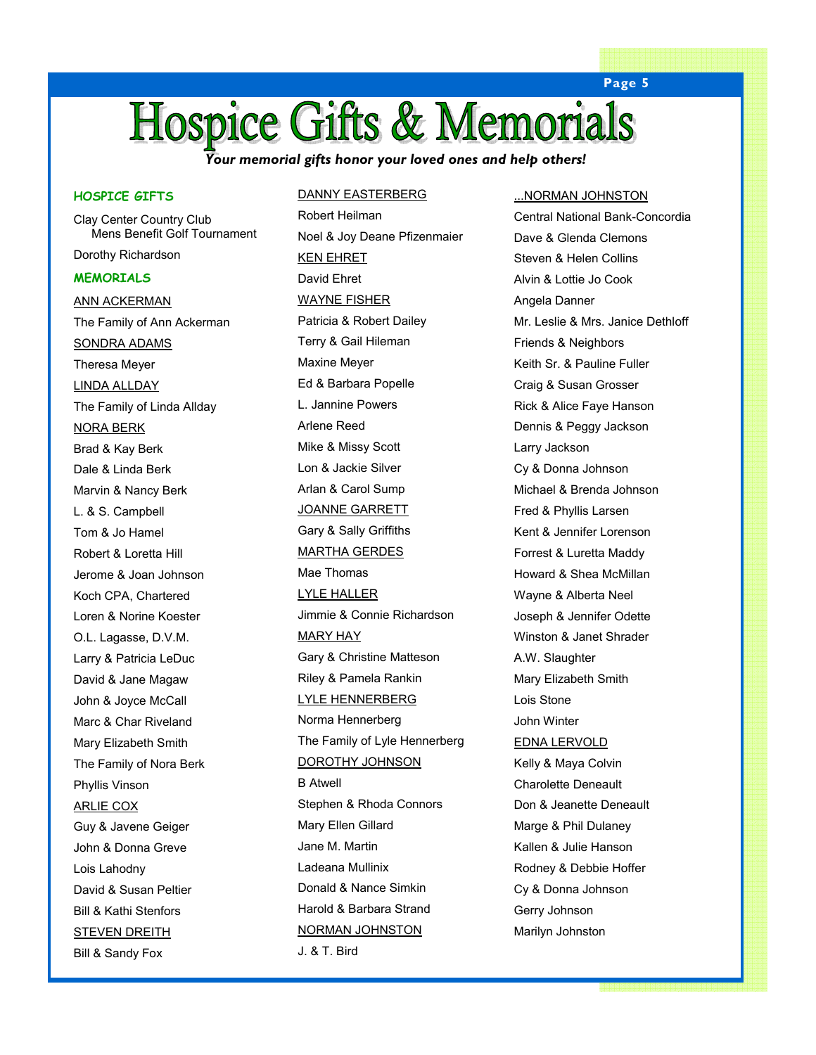# Hospice Gifts & Memorials

***Your memorial gifts honor your loved ones and help others!***

## HOSPICE GIFTS

Clay Center Country Club
Mens Benefit Golf Tournament

Dorothy Richardson

## MEMORIALS

<u>ANN ACKERMAN</u>

The Family of Ann Ackerman

<u>SONDRA ADAMS</u>

Theresa Meyer

<u>LINDA ALLDAY</u>

The Family of Linda Allday

<u>NORA BERK</u>

Brad & Kay Berk
Dale & Linda Berk
Marvin & Nancy Berk
L. & S. Campbell
Tom & Jo Hamel
Robert & Loretta Hill
Jerome & Joan Johnson
Koch CPA, Chartered
Loren & Norine Koester
O.L. Lagasse, D.V.M.
Larry & Patricia LeDuc
David & Jane Magaw
John & Joyce McCall
Marc & Char Riveland
Mary Elizabeth Smith
The Family of Nora Berk
Phyllis Vinson

<u>ARLIE COX</u>

Guy & Javene Geiger
John & Donna Greve
Lois Lahodny
David & Susan Peltier
Bill & Kathi Stenfors

<u>STEVEN DREITH</u>

Bill & Sandy Fox

<u>DANNY EASTERBERG</u>

Robert Heilman
Noel & Joy Deane Pfizenmaier

<u>KEN EHRET</u>

David Ehret

<u>WAYNE FISHER</u>

Patricia & Robert Dailey
Terry & Gail Hileman
Maxine Meyer
Ed & Barbara Popelle
L. Jannine Powers
Arlene Reed
Mike & Missy Scott
Lon & Jackie Silver
Arlan & Carol Sump

<u>JOANNE GARRETT</u>

Gary & Sally Griffiths

<u>MARTHA GERDES</u>

Mae Thomas

<u>LYLE HALLER</u>

Jimmie & Connie Richardson

<u>MARY HAY</u>

Gary & Christine Matteson
Riley & Pamela Rankin

<u>LYLE HENNERBERG</u>

Norma Hennerberg
The Family of Lyle Hennerberg

<u>DOROTHY JOHNSON</u>

B Atwell
Stephen & Rhoda Connors
Mary Ellen Gillard
Jane M. Martin
Ladeana Mullinix
Donald & Nance Simkin
Harold & Barbara Strand

<u>NORMAN JOHNSTON</u>

J. & T. Bird
Central National Bank-Concordia
Dave & Glenda Clemons
Steven & Helen Collins
Alvin & Lottie Jo Cook
Angela Danner
Mr. Leslie & Mrs. Janice Dethloff
Friends & Neighbors
Keith Sr. & Pauline Fuller
Craig & Susan Grosser
Rick & Alice Faye Hanson
Dennis & Peggy Jackson
Larry Jackson
Cy & Donna Johnson
Michael & Brenda Johnson
Fred & Phyllis Larsen
Kent & Jennifer Lorenson
Forrest & Luretta Maddy
Howard & Shea McMillan
Wayne & Alberta Neel
Joseph & Jennifer Odette
Winston & Janet Shrader
A.W. Slaughter
Mary Elizabeth Smith
Lois Stone
John Winter

<u>EDNA LERVOLD</u>

Kelly & Maya Colvin
Charolette Deneault
Don & Jeanette Deneault
Marge & Phil Dulaney
Kallen & Julie Hanson
Rodney & Debbie Hoffer
Cy & Donna Johnson
Gerry Johnson
Marilyn Johnston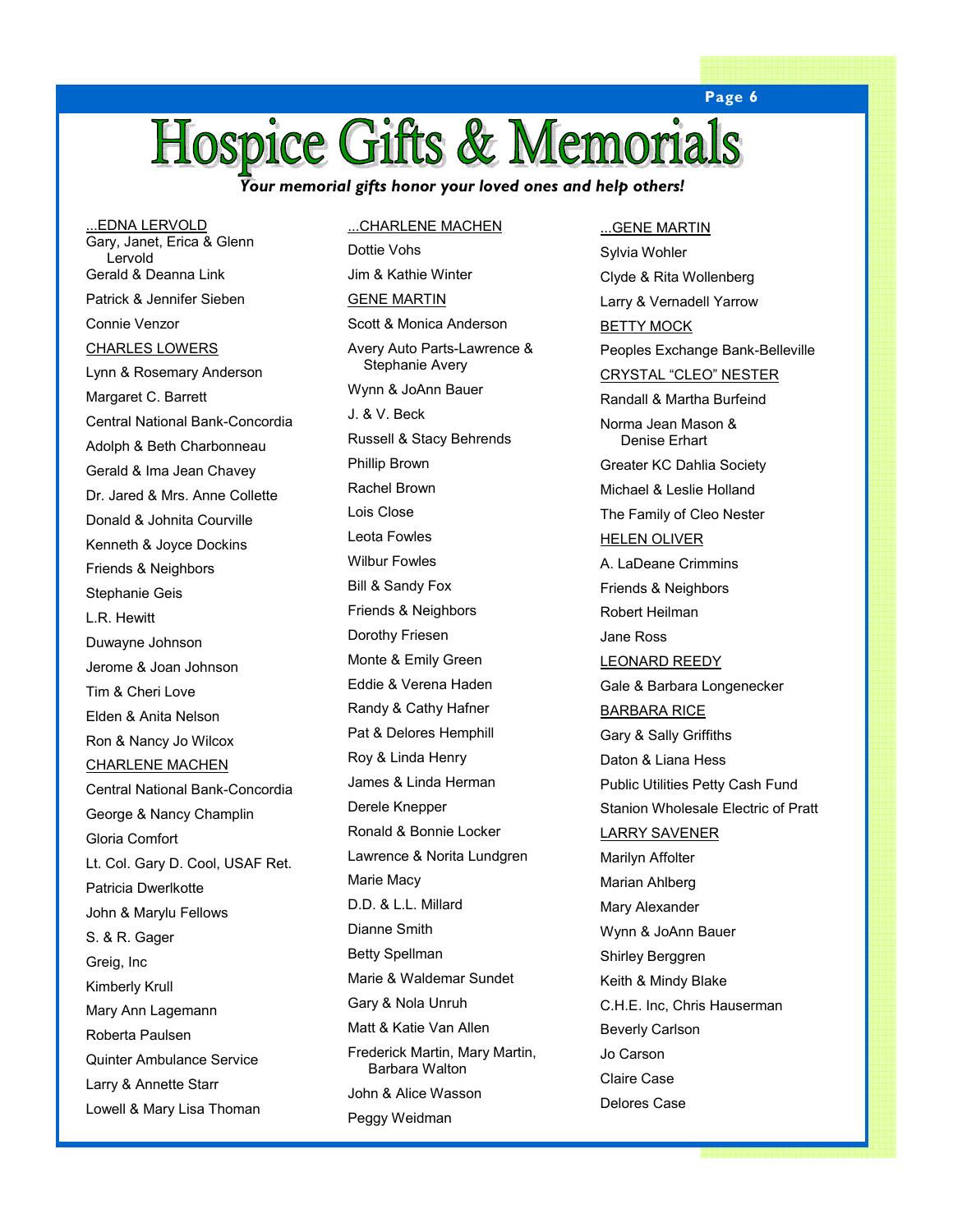# Hospice Gifts & Memorials

***Your memorial gifts honor your loved ones and help others!***

...EDNA LERVOLD

Gary, Janet, Erica & Glenn Lervold

Gerald & Deanna Link

Patrick & Jennifer Sieben

Connie Venzor

CHARLES LOWERS

Lynn & Rosemary Anderson

Margaret C. Barrett

Central National Bank-Concordia

Adolph & Beth Charbonneau

Gerald & Ima Jean Chavey

Dr. Jared & Mrs. Anne Collette

Donald & Johnita Courville

Kenneth & Joyce Dockins

Friends & Neighbors

Stephanie Geis

L.R. Hewitt

Duwayne Johnson

Jerome & Joan Johnson

Tim & Cheri Love

Elden & Anita Nelson

Ron & Nancy Jo Wilcox

CHARLENE MACHEN

Central National Bank-Concordia

George & Nancy Champlin

Gloria Comfort

Lt. Col. Gary D. Cool, USAF Ret.

Patricia Dwerlkotte

John & Marylu Fellows

S. & R. Gager

Greig, Inc

Kimberly Krull

Mary Ann Lagemann

Roberta Paulsen

Quinter Ambulance Service

Larry & Annette Starr

Lowell & Mary Lisa Thoman

...CHARLENE MACHEN

Dottie Vohs

Jim & Kathie Winter

GENE MARTIN

Scott & Monica Anderson

Avery Auto Parts-Lawrence & Stephanie Avery

Wynn & JoAnn Bauer

J. & V. Beck

Russell & Stacy Behrends

Phillip Brown

Rachel Brown

Lois Close

Leota Fowles

Wilbur Fowles

Bill & Sandy Fox

Friends & Neighbors

Dorothy Friesen

Monte & Emily Green

Eddie & Verena Haden

Randy & Cathy Hafner

Pat & Delores Hemphill

Roy & Linda Henry

James & Linda Herman

Derele Knepper

Ronald & Bonnie Locker

Lawrence & Norita Lundgren

Marie Macy

D.D. & L.L. Millard

Dianne Smith

Betty Spellman

Marie & Waldemar Sundet

Gary & Nola Unruh

Matt & Katie Van Allen

Frederick Martin, Mary Martin, Barbara Walton

John & Alice Wasson

Peggy Weidman

...GENE MARTIN

Sylvia Wohler

Clyde & Rita Wollenberg

Larry & Vernadell Yarrow

BETTY MOCK

Peoples Exchange Bank-Belleville

CRYSTAL "CLEO" NESTER

Randall & Martha Burfeind

Norma Jean Mason & Denise Erhart

Greater KC Dahlia Society

Michael & Leslie Holland

The Family of Cleo Nester

HELEN OLIVER

A. LaDeane Crimmins

Friends & Neighbors

Robert Heilman

Jane Ross

LEONARD REEDY

Gale & Barbara Longenecker

BARBARA RICE

Gary & Sally Griffiths

Daton & Liana Hess

Public Utilities Petty Cash Fund

Stanion Wholesale Electric of Pratt

LARRY SAVENER

Marilyn Affolter

Marian Ahlberg

Mary Alexander

Wynn & JoAnn Bauer

Shirley Berggren

Keith & Mindy Blake

C.H.E. Inc, Chris Hauserman

Beverly Carlson

Jo Carson

Claire Case

Delores Case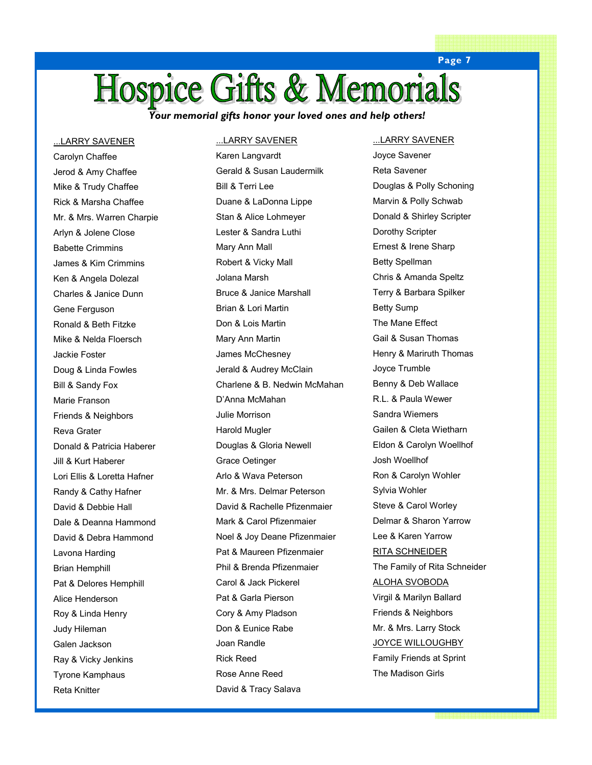# Hospice Gifts & Memorials

***Your memorial gifts honor your loved ones and help others!***

...LARRY SAVENER

Carolyn Chaffee
Jerod & Amy Chaffee
Mike & Trudy Chaffee
Rick & Marsha Chaffee
Mr. & Mrs. Warren Charpie
Arlyn & Jolene Close
Babette Crimmins
James & Kim Crimmins
Ken & Angela Dolezal
Charles & Janice Dunn
Gene Ferguson
Ronald & Beth Fitzke
Mike & Nelda Floersch
Jackie Foster
Doug & Linda Fowles
Bill & Sandy Fox
Marie Franson
Friends & Neighbors
Reva Grater
Donald & Patricia Haberer
Jill & Kurt Haberer
Lori Ellis & Loretta Hafner
Randy & Cathy Hafner
David & Debbie Hall
Dale & Deanna Hammond
David & Debra Hammond
Lavona Harding
Brian Hemphill
Pat & Delores Hemphill
Alice Henderson
Roy & Linda Henry
Judy Hileman
Galen Jackson
Ray & Vicky Jenkins
Tyrone Kamphaus
Reta Knitter

...LARRY SAVENER

Karen Langvardt
Gerald & Susan Laudermilk
Bill & Terri Lee
Duane & LaDonna Lippe
Stan & Alice Lohmeyer
Lester & Sandra Luthi
Mary Ann Mall
Robert & Vicky Mall
Jolana Marsh
Bruce & Janice Marshall
Brian & Lori Martin
Don & Lois Martin
Mary Ann Martin
James McChesney
Jerald & Audrey McClain
Charlene & B. Nedwin McMahan
D'Anna McMahan
Julie Morrison
Harold Mugler
Douglas & Gloria Newell
Grace Oetinger
Arlo & Wava Peterson
Mr. & Mrs. Delmar Peterson
David & Rachelle Pfizenmaier
Mark & Carol Pfizenmaier
Noel & Joy Deane Pfizenmaier
Pat & Maureen Pfizenmaier
Phil & Brenda Pfizenmaier
Carol & Jack Pickerel
Pat & Garla Pierson
Cory & Amy Pladson
Don & Eunice Rabe
Joan Randle
Rick Reed
Rose Anne Reed
David & Tracy Salava

...LARRY SAVENER

Joyce Savener
Reta Savener
Douglas & Polly Schoning
Marvin & Polly Schwab
Donald & Shirley Scripter
Dorothy Scripter
Ernest & Irene Sharp
Betty Spellman
Chris & Amanda Speltz
Terry & Barbara Spilker
Betty Sump
The Mane Effect
Gail & Susan Thomas
Henry & Mariruth Thomas
Joyce Trumble
Benny & Deb Wallace
R.L. & Paula Wewer
Sandra Wiemers
Gailen & Cleta Wietharn
Eldon & Carolyn Woellhof
Josh Woellhof
Ron & Carolyn Wohler
Sylvia Wohler
Steve & Carol Worley
Delmar & Sharon Yarrow
Lee & Karen Yarrow

RITA SCHNEIDER

The Family of Rita Schneider

ALOHA SVOBODA

Virgil & Marilyn Ballard
Friends & Neighbors
Mr. & Mrs. Larry Stock

JOYCE WILLOUGHBY

Family Friends at Sprint
The Madison Girls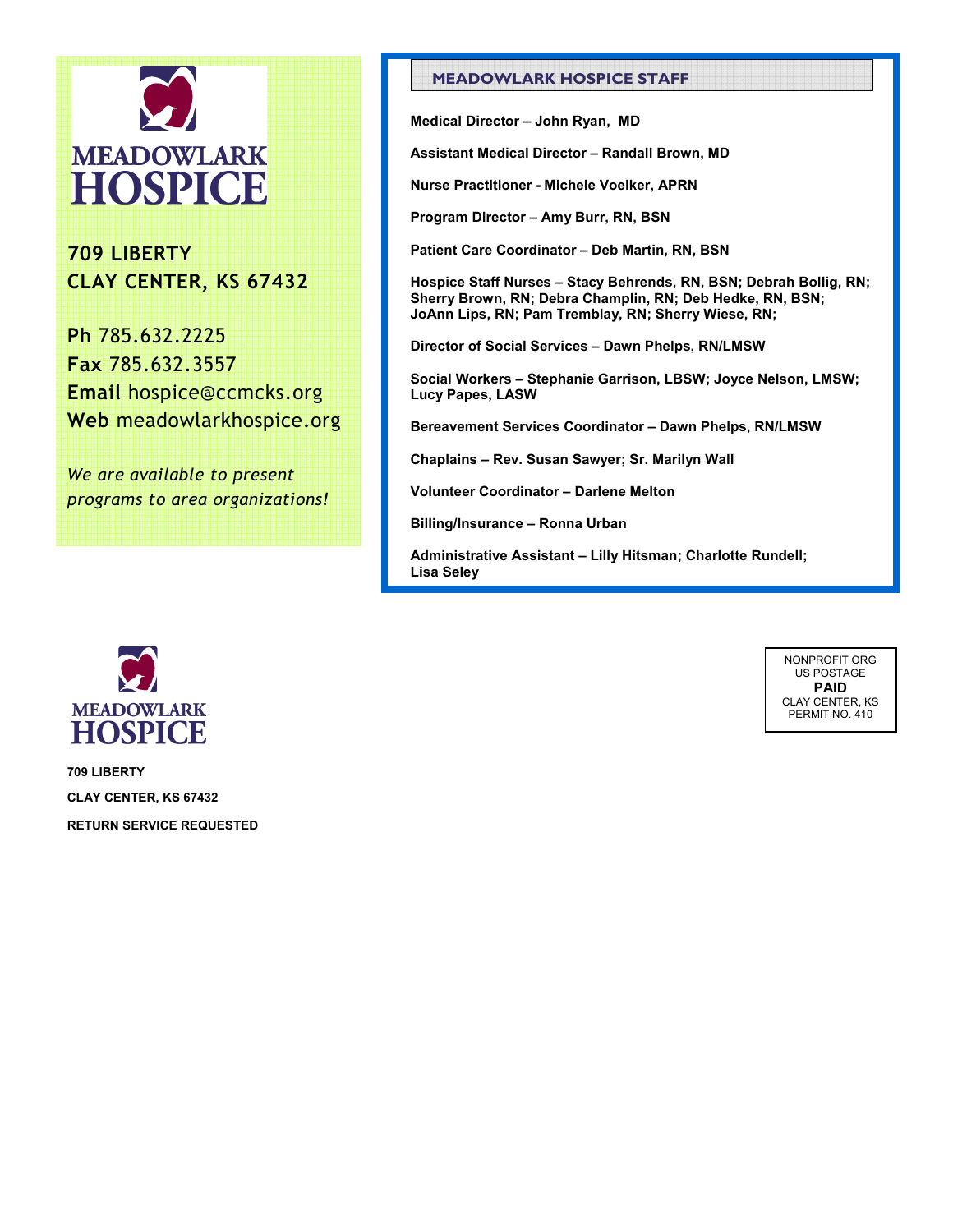MEADOWLARK HOSPICE

**709 LIBERTY**
**CLAY CENTER, KS 67432**

**Ph** 785.632.2225
**Fax** 785.632.3557
**Email** hospice@ccmcks.org
**Web** meadowlarkhospice.org

*We are available to present programs to area organizations!*

## MEADOWLARK HOSPICE STAFF

**Medical Director – John Ryan, MD**

**Assistant Medical Director – Randall Brown, MD**

**Nurse Practitioner - Michele Voelker, APRN**

**Program Director – Amy Burr, RN, BSN**

**Patient Care Coordinator – Deb Martin, RN, BSN**

**Hospice Staff Nurses – Stacy Behrends, RN, BSN; Debrah Bollig, RN; Sherry Brown, RN; Debra Champlin, RN; Deb Hedke, RN, BSN; JoAnn Lips, RN; Pam Tremblay, RN; Sherry Wiese, RN;**

**Director of Social Services – Dawn Phelps, RN/LMSW**

**Social Workers – Stephanie Garrison, LBSW; Joyce Nelson, LMSW; Lucy Papes, LASW**

**Bereavement Services Coordinator – Dawn Phelps, RN/LMSW**

**Chaplains – Rev. Susan Sawyer; Sr. Marilyn Wall**

**Volunteer Coordinator – Darlene Melton**

**Billing/Insurance – Ronna Urban**

**Administrative Assistant – Lilly Hitsman; Charlotte Rundell; Lisa Seley**

MEADOWLARK HOSPICE

**709 LIBERTY**

**CLAY CENTER, KS 67432**

**RETURN SERVICE REQUESTED**

NONPROFIT ORG
US POSTAGE
**PAID**
CLAY CENTER, KS
PERMIT NO. 410